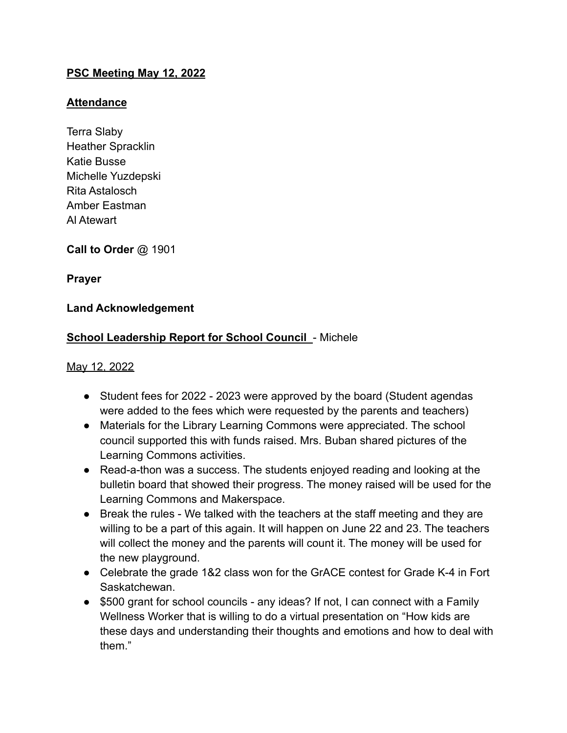**PSC Meeting May 12, 2022**

**Attendance**

Terra Slaby
Heather Spracklin
Katie Busse
Michelle Yuzdepski
Rita Astalosch
Amber Eastman
Al Atewart

**Call to Order** @ 1901

**Prayer**

**Land Acknowledgement**

**School Leadership Report for School Council** - Michele

May 12, 2022

- Student fees for 2022 - 2023 were approved by the board (Student agendas were added to the fees which were requested by the parents and teachers)
- Materials for the Library Learning Commons were appreciated. The school council supported this with funds raised. Mrs. Buban shared pictures of the Learning Commons activities.
- Read-a-thon was a success. The students enjoyed reading and looking at the bulletin board that showed their progress. The money raised will be used for the Learning Commons and Makerspace.
- Break the rules - We talked with the teachers at the staff meeting and they are willing to be a part of this again. It will happen on June 22 and 23. The teachers will collect the money and the parents will count it. The money will be used for the new playground.
- Celebrate the grade 1&2 class won for the GrACE contest for Grade K-4 in Fort Saskatchewan.
- $500 grant for school councils - any ideas? If not, I can connect with a Family Wellness Worker that is willing to do a virtual presentation on "How kids are these days and understanding their thoughts and emotions and how to deal with them."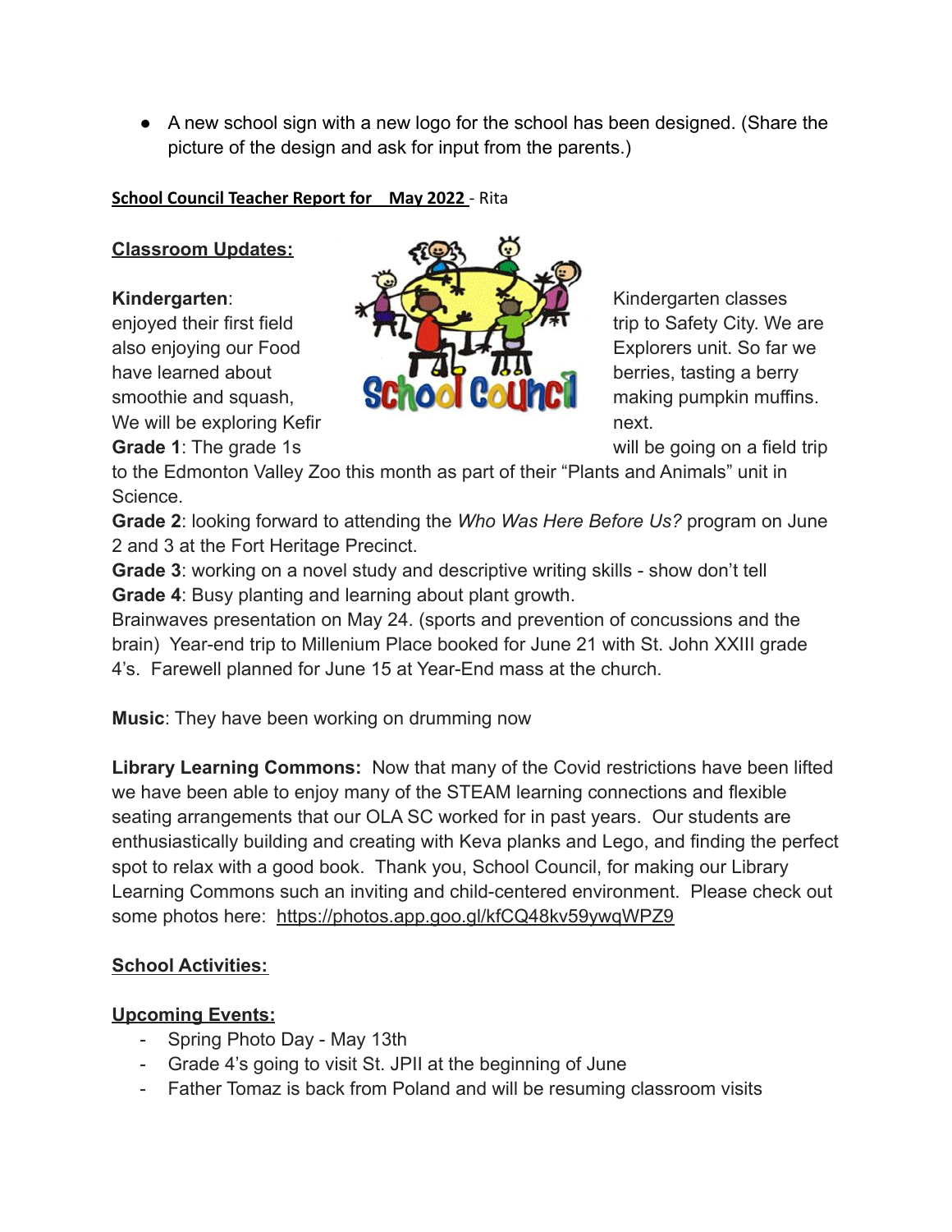- A new school sign with a new logo for the school has been designed. (Share the picture of the design and ask for input from the parents.)

**School Council Teacher Report for May 2022** - Rita

**Classroom Updates:**

**Kindergarten**: Kindergarten classes enjoyed their first field trip to Safety City. We are also enjoying our Food Explorers unit. So far we have learned about berries, tasting a berry smoothie and squash, making pumpkin muffins. We will be exploring Kefir next.

**Grade 1**: The grade 1s will be going on a field trip to the Edmonton Valley Zoo this month as part of their "Plants and Animals" unit in Science.

**Grade 2**: looking forward to attending the *Who Was Here Before Us?* program on June 2 and 3 at the Fort Heritage Precinct.

**Grade 3**: working on a novel study and descriptive writing skills - show don't tell

**Grade 4**: Busy planting and learning about plant growth.
Brainwaves presentation on May 24. (sports and prevention of concussions and the brain) Year-end trip to Millenium Place booked for June 21 with St. John XXIII grade 4's. Farewell planned for June 15 at Year-End mass at the church.

**Music**: They have been working on drumming now

**Library Learning Commons:** Now that many of the Covid restrictions have been lifted we have been able to enjoy many of the STEAM learning connections and flexible seating arrangements that our OLA SC worked for in past years. Our students are enthusiastically building and creating with Keva planks and Lego, and finding the perfect spot to relax with a good book. Thank you, School Council, for making our Library Learning Commons such an inviting and child-centered environment. Please check out some photos here: https://photos.app.goo.gl/kfCQ48kv59ywqWPZ9

**School Activities:**

**Upcoming Events:**

- Spring Photo Day - May 13th
- Grade 4's going to visit St. JPII at the beginning of June
- Father Tomaz is back from Poland and will be resuming classroom visits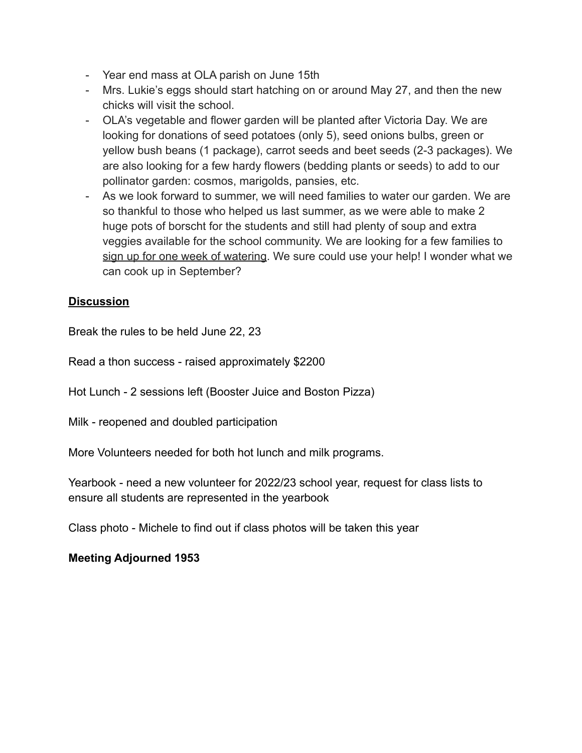- Year end mass at OLA parish on June 15th
- Mrs. Lukie's eggs should start hatching on or around May 27, and then the new chicks will visit the school.
- OLA's vegetable and flower garden will be planted after Victoria Day. We are looking for donations of seed potatoes (only 5), seed onions bulbs, green or yellow bush beans (1 package), carrot seeds and beet seeds (2-3 packages). We are also looking for a few hardy flowers (bedding plants or seeds) to add to our pollinator garden: cosmos, marigolds, pansies, etc.
- As we look forward to summer, we will need families to water our garden. We are so thankful to those who helped us last summer, as we were able to make 2 huge pots of borscht for the students and still had plenty of soup and extra veggies available for the school community. We are looking for a few families to sign up for one week of watering. We sure could use your help! I wonder what we can cook up in September?

**Discussion**

Break the rules to be held June 22, 23

Read a thon success - raised approximately $2200

Hot Lunch - 2 sessions left (Booster Juice and Boston Pizza)

Milk - reopened and doubled participation

More Volunteers needed for both hot lunch and milk programs.

Yearbook - need a new volunteer for 2022/23 school year, request for class lists to ensure all students are represented in the yearbook

Class photo - Michele to find out if class photos will be taken this year

**Meeting Adjourned 1953**